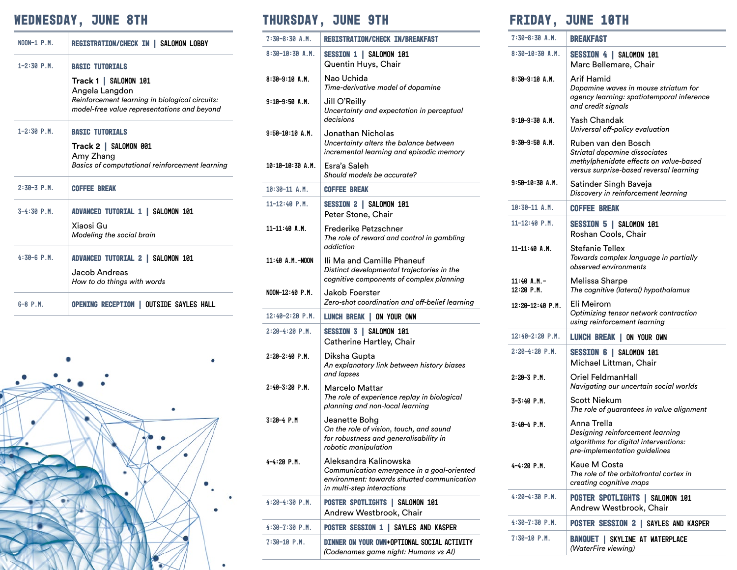## WEDNESDAY, JUNE 8TH

| | |
|---|---|
| NOON–1 P.M. | **REGISTRATION/CHECK IN** \| SALOMON LOBBY |
| 1–2:30 P.M. | **BASIC TUTORIALS**<br>**Track 1** \| SALOMON 101<br>Angela Langdon<br>*Reinforcement learning in biological circuits: model-free value representations and beyond* |
| 1–2:30 P.M. | **BASIC TUTORIALS**<br>**Track 2** \| SALOMON 001<br>Amy Zhang<br>*Basics of computational reinforcement learning* |
| 2:30–3 P.M. | **COFFEE BREAK** |
| 3–4:30 P.M. | **ADVANCED TUTORIAL 1** \| SALOMON 101<br>Xiaosi Gu<br>*Modeling the social brain* |
| 4:30–6 P.M. | **ADVANCED TUTORIAL 2** \| SALOMON 101<br>Jacob Andreas<br>*How to do things with words* |
| 6–8 P.M. | **OPENING RECEPTION** \| OUTSIDE SAYLES HALL |

## THURSDAY, JUNE 9TH

| | |
|---|---|
| 7:30–8:30 A.M. | **REGISTRATION/CHECK IN/BREAKFAST** |
| 8:30–10:30 A.M. | **SESSION 1** \| SALOMON 101<br>Quentin Huys, Chair |
| 8:30–9:10 A.M. | Nao Uchida<br>*Time-derivative model of dopamine* |
| 9:10–9:50 A.M. | Jill O'Reilly<br>*Uncertainty and expectation in perceptual decisions* |
| 9:50–10:10 A.M. | Jonathan Nicholas<br>*Uncertainty alters the balance between incremental learning and episodic memory* |
| 10:10–10:30 A.M. | Esra'a Saleh<br>*Should models be accurate?* |
| 10:30–11 A.M. | **COFFEE BREAK** |
| 11–12:40 P.M. | **SESSION 2** \| SALOMON 101<br>Peter Stone, Chair |
| 11–11:40 A.M. | Frederike Petzschner<br>*The role of reward and control in gambling addiction* |
| 11:40 A.M.–NOON | Ili Ma and Camille Phaneuf<br>*Distinct developmental trajectories in the cognitive components of complex planning* |
| NOON–12:40 P.M. | Jakob Foerster<br>*Zero-shot coordination and off-belief learning* |
| 12:40–2:20 P.M. | **LUNCH BREAK** \| ON YOUR OWN |
| 2:20–4:20 P.M. | **SESSION 3** \| SALOMON 101<br>Catherine Hartley, Chair |
| 2:20–2:40 P.M. | Diksha Gupta<br>*An explanatory link between history biases and lapses* |
| 2:40–3:20 P.M. | Marcelo Mattar<br>*The role of experience replay in biological planning and non-local learning* |
| 3:20–4 P.M | Jeanette Bohg<br>*On the role of vision, touch, and sound for robustness and generalisability in robotic manipulation* |
| 4–4:20 P.M. | Aleksandra Kalinowska<br>*Communication emergence in a goal-oriented environment: towards situated communication in multi-step interactions* |
| 4:20–4:30 P.M. | **POSTER SPOTLIGHTS** \| SALOMON 101<br>Andrew Westbrook, Chair |
| 4:30–7:30 P.M. | **POSTER SESSION 1** \| SAYLES AND KASPER |
| 7:30–10 P.M. | **DINNER ON YOUR OWN**+OPTIONAL SOCIAL ACTIVITY<br>*(Codenames game night: Humans vs AI)* |

## FRIDAY, JUNE 10TH

| | |
|---|---|
| 7:30–8:30 A.M. | **BREAKFAST** |
| 8:30–10:30 A.M. | **SESSION 4** \| SALOMON 101<br>Marc Bellemare, Chair |
| 8:30–9:10 A.M. | Arif Hamid<br>*Dopamine waves in mouse striatum for agency learning: spatiotemporal inference and credit signals* |
| 9:10–9:30 A.M. | Yash Chandak<br>*Universal off-policy evaluation* |
| 9:30–9:50 A.M. | Ruben van den Bosch<br>*Striatal dopamine dissociates methylphenidate effects on value-based versus surprise-based reversal learning* |
| 9:50–10:30 A.M. | Satinder Singh Baveja<br>*Discovery in reinforcement learning* |
| 10:30–11 A.M. | **COFFEE BREAK** |
| 11–12:40 P.M. | **SESSION 5** \| SALOMON 101<br>Roshan Cools, Chair |
| 11–11:40 A.M. | Stefanie Tellex<br>*Towards complex language in partially observed environments* |
| 11:40 A.M.–12:20 P.M. | Melissa Sharpe<br>*The cognitive (lateral) hypothalamus* |
| 12:20–12:40 P.M. | Eli Meirom<br>*Optimizing tensor network contraction using reinforcement learning* |
| 12:40–2:20 P.M. | **LUNCH BREAK** \| ON YOUR OWN |
| 2:20–4:20 P.M. | **SESSION 6** \| SALOMON 101<br>Michael Littman, Chair |
| 2:20–3 P.M. | Oriel FeldmanHall<br>*Navigating our uncertain social worlds* |
| 3–3:40 P.M. | Scott Niekum<br>*The role of guarantees in value alignment* |
| 3:40–4 P.M. | Anna Trella<br>*Designing reinforcement learning algorithms for digital interventions: pre-implementation guidelines* |
| 4–4:20 P.M. | Kaue M Costa<br>*The role of the orbitofrontal cortex in creating cognitive maps* |
| 4:20–4:30 P.M. | **POSTER SPOTLIGHTS** \| SALOMON 101<br>Andrew Westbrook, Chair |
| 4:30–7:30 P.M. | **POSTER SESSION 2** \| SAYLES AND KASPER |
| 7:30–10 P.M. | **BANQUET** \| SKYLINE AT WATERPLACE<br>*(WaterFire viewing)* |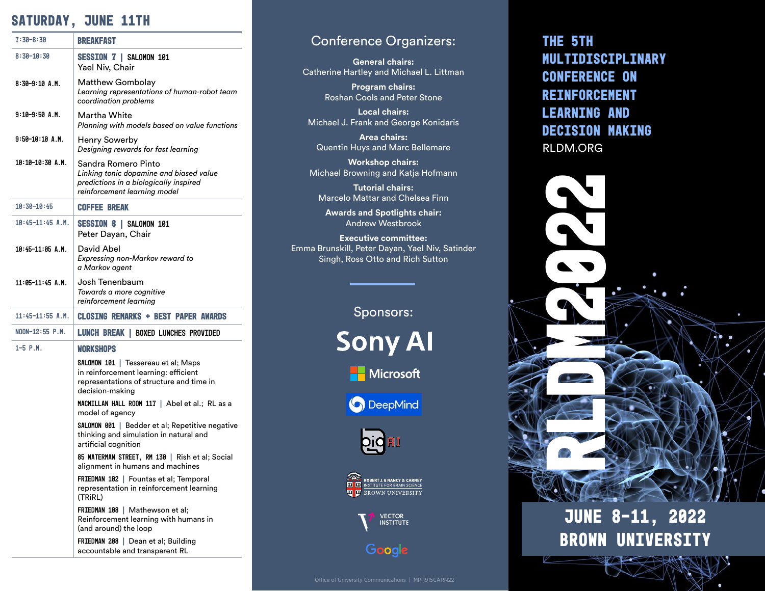## SATURDAY, JUNE 11TH

| | |
|---|---|
| 7:30–8:30 | **BREAKFAST** |
| 8:30–10:30 | **SESSION 7 \| SALOMON 101**<br>Yael Niv, Chair |
| 8:30–9:10 A.M. | Matthew Gombolay<br>*Learning representations of human-robot team coordination problems* |
| 9:10–9:50 A.M. | Martha White<br>*Planning with models based on value functions* |
| 9:50–10:10 A.M. | Henry Sowerby<br>*Designing rewards for fast learning* |
| 10:10–10:30 A.M. | Sandra Romero Pinto<br>*Linking tonic dopamine and biased value predictions in a biologically inspired reinforcement learning model* |
| 10:30–10:45 | **COFFEE BREAK** |
| 10:45–11:45 A.M. | **SESSION 8 \| SALOMON 101**<br>Peter Dayan, Chair |
| 10:45–11:05 A.M. | David Abel<br>*Expressing non-Markov reward to a Markov agent* |
| 11:05–11:45 A.M. | Josh Tenenbaum<br>*Towards a more cognitive reinforcement learning* |
| 11:45–11:55 A.M. | **CLOSING REMARKS + BEST PAPER AWARDS** |
| NOON–12:55 P.M. | **LUNCH BREAK \| BOXED LUNCHES PROVIDED** |
| 1–5 P.M. | **WORKSHOPS**<br>SALOMON 101 \| Tessereau et al; Maps in reinforcement learning: efficient representations of structure and time in decision-making<br>MACMILLAN HALL ROOM 117 \| Abel et al.; RL as a model of agency<br>SALOMON 001 \| Bedder et al; Repetitive negative thinking and simulation in natural and artificial cognition<br>85 WATERMAN STREET, RM 130 \| Rish et al; Social alignment in humans and machines<br>FRIEDMAN 102 \| Fountas et al; Temporal representation in reinforcement learning (TRiRL)<br>FRIEDMAN 108 \| Mathewson et al; Reinforcement learning with humans in (and around) the loop<br>FRIEDMAN 208 \| Dean et al; Building accountable and transparent RL |

## Conference Organizers:

**General chairs:**
Catherine Hartley and Michael L. Littman

**Program chairs:**
Roshan Cools and Peter Stone

**Local chairs:**
Michael J. Frank and George Konidaris

**Area chairs:**
Quentin Huys and Marc Bellemare

**Workshop chairs:**
Michael Browning and Katja Hofmann

**Tutorial chairs:**
Marcelo Mattar and Chelsea Finn

**Awards and Spotlights chair:**
Andrew Westbrook

**Executive committee:**
Emma Brunskill, Peter Dayan, Yael Niv, Satinder Singh, Ross Otto and Rich Sutton

## Sponsors:

Sony AI

Microsoft

DeepMind

big AI

Robert J. & Nancy D. Carney Institute for Brain Science, Brown University

Vector Institute

Google

Office of University Communications | MP-1915CARN22

# THE 5TH MULTIDISCIPLINARY CONFERENCE ON REINFORCEMENT LEARNING AND DECISION MAKING

RLDM.ORG

RLDM2022

**JUNE 8–11, 2022**
**BROWN UNIVERSITY**